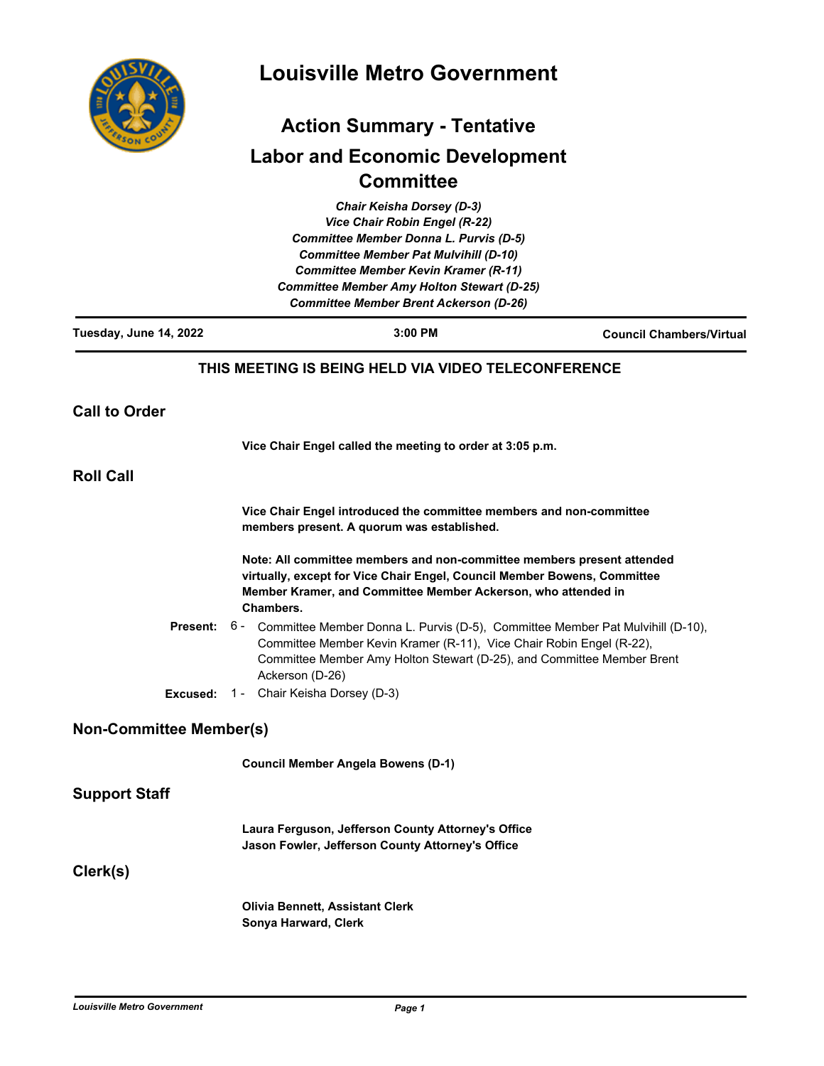# Louisville Metro Government

## Action Summary - Tentative

## Labor and Economic Development Committee

*Chair Keisha Dorsey (D-3)*
*Vice Chair Robin Engel (R-22)*
*Committee Member Donna L. Purvis (D-5)*
*Committee Member Pat Mulvihill (D-10)*
*Committee Member Kevin Kramer (R-11)*
*Committee Member Amy Holton Stewart (D-25)*
*Committee Member Brent Ackerson (D-26)*

**Tuesday, June 14, 2022** | **3:00 PM** | **Council Chambers/Virtual**

**THIS MEETING IS BEING HELD VIA VIDEO TELECONFERENCE**

## Call to Order

**Vice Chair Engel called the meeting to order at 3:05 p.m.**

## Roll Call

**Vice Chair Engel introduced the committee members and non-committee members present. A quorum was established.**

**Note: All committee members and non-committee members present attended virtually, except for Vice Chair Engel, Council Member Bowens, Committee Member Kramer, and Committee Member Ackerson, who attended in Chambers.**

**Present:** 6 - Committee Member Donna L. Purvis (D-5), Committee Member Pat Mulvihill (D-10), Committee Member Kevin Kramer (R-11), Vice Chair Robin Engel (R-22), Committee Member Amy Holton Stewart (D-25), and Committee Member Brent Ackerson (D-26)

**Excused:** 1 - Chair Keisha Dorsey (D-3)

## Non-Committee Member(s)

**Council Member Angela Bowens (D-1)**

## Support Staff

**Laura Ferguson, Jefferson County Attorney's Office**
**Jason Fowler, Jefferson County Attorney's Office**

## Clerk(s)

**Olivia Bennett, Assistant Clerk**
**Sonya Harward, Clerk**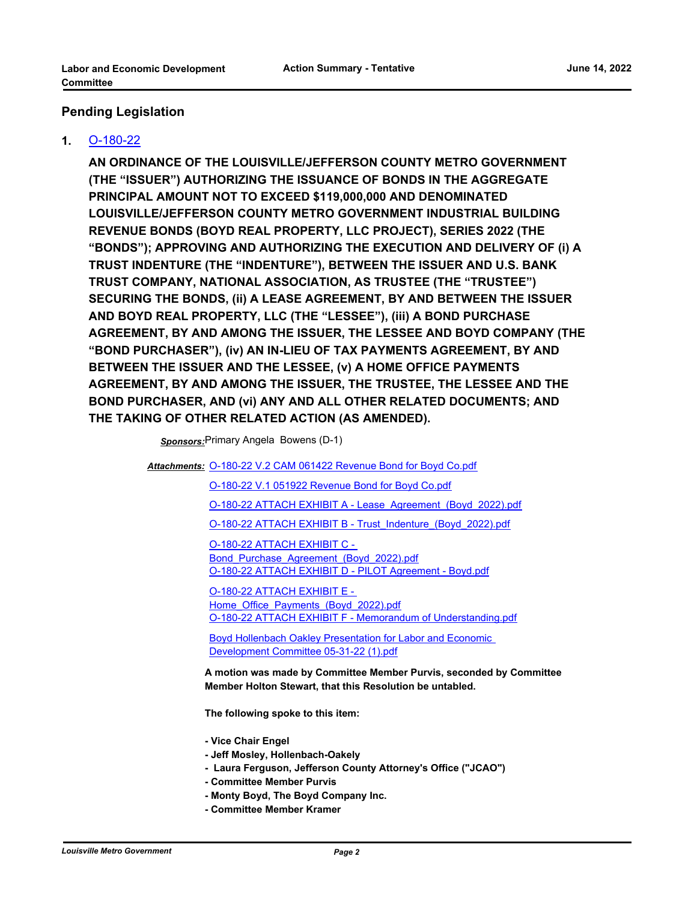## Pending Legislation

**1.** [O-180-22](O-180-22)

**AN ORDINANCE OF THE LOUISVILLE/JEFFERSON COUNTY METRO GOVERNMENT (THE "ISSUER") AUTHORIZING THE ISSUANCE OF BONDS IN THE AGGREGATE PRINCIPAL AMOUNT NOT TO EXCEED $119,000,000 AND DENOMINATED LOUISVILLE/JEFFERSON COUNTY METRO GOVERNMENT INDUSTRIAL BUILDING REVENUE BONDS (BOYD REAL PROPERTY, LLC PROJECT), SERIES 2022 (THE "BONDS"); APPROVING AND AUTHORIZING THE EXECUTION AND DELIVERY OF (i) A TRUST INDENTURE (THE "INDENTURE"), BETWEEN THE ISSUER AND U.S. BANK TRUST COMPANY, NATIONAL ASSOCIATION, AS TRUSTEE (THE "TRUSTEE") SECURING THE BONDS, (ii) A LEASE AGREEMENT, BY AND BETWEEN THE ISSUER AND BOYD REAL PROPERTY, LLC (THE "LESSEE"), (iii) A BOND PURCHASE AGREEMENT, BY AND AMONG THE ISSUER, THE LESSEE AND BOYD COMPANY (THE "BOND PURCHASER"), (iv) AN IN-LIEU OF TAX PAYMENTS AGREEMENT, BY AND BETWEEN THE ISSUER AND THE LESSEE, (v) A HOME OFFICE PAYMENTS AGREEMENT, BY AND AMONG THE ISSUER, THE TRUSTEE, THE LESSEE AND THE BOND PURCHASER, AND (vi) ANY AND ALL OTHER RELATED DOCUMENTS; AND THE TAKING OF OTHER RELATED ACTION (AS AMENDED).**

***Sponsors:*** Primary Angela Bowens (D-1)

***Attachments:***
- O-180-22 V.2 CAM 061422 Revenue Bond for Boyd Co.pdf
- O-180-22 V.1 051922 Revenue Bond for Boyd Co.pdf
- O-180-22 ATTACH EXHIBIT A - Lease_Agreement_(Boyd_2022).pdf
- O-180-22 ATTACH EXHIBIT B - Trust_Indenture_(Boyd_2022).pdf
- O-180-22 ATTACH EXHIBIT C - Bond_Purchase_Agreement_(Boyd_2022).pdf
- O-180-22 ATTACH EXHIBIT D - PILOT Agreement - Boyd.pdf
- O-180-22 ATTACH EXHIBIT E - Home_Office_Payments_(Boyd_2022).pdf
- O-180-22 ATTACH EXHIBIT F - Memorandum of Understanding.pdf
- Boyd Hollenbach Oakley Presentation for Labor and Economic Development Committee 05-31-22 (1).pdf

**A motion was made by Committee Member Purvis, seconded by Committee Member Holton Stewart, that this Resolution be untabled.**

**The following spoke to this item:**

**- Vice Chair Engel**
**- Jeff Mosley, Hollenbach-Oakely**
**- Laura Ferguson, Jefferson County Attorney's Office ("JCAO")**
**- Committee Member Purvis**
**- Monty Boyd, The Boyd Company Inc.**
**- Committee Member Kramer**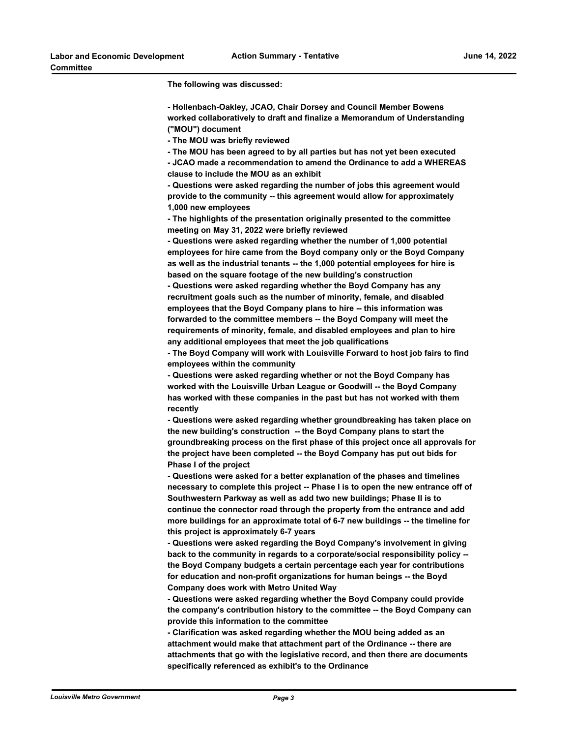**The following was discussed:**

**- Hollenbach-Oakley, JCAO, Chair Dorsey and Council Member Bowens worked collaboratively to draft and finalize a Memorandum of Understanding ("MOU") document**
**- The MOU was briefly reviewed**
**- The MOU has been agreed to by all parties but has not yet been executed**
**- JCAO made a recommendation to amend the Ordinance to add a WHEREAS clause to include the MOU as an exhibit**
**- Questions were asked regarding the number of jobs this agreement would provide to the community -- this agreement would allow for approximately 1,000 new employees**
**- The highlights of the presentation originally presented to the committee meeting on May 31, 2022 were briefly reviewed**
**- Questions were asked regarding whether the number of 1,000 potential employees for hire came from the Boyd company only or the Boyd Company as well as the industrial tenants -- the 1,000 potential employees for hire is based on the square footage of the new building's construction**
**- Questions were asked regarding whether the Boyd Company has any recruitment goals such as the number of minority, female, and disabled employees that the Boyd Company plans to hire -- this information was forwarded to the committee members -- the Boyd Company will meet the requirements of minority, female, and disabled employees and plan to hire any additional employees that meet the job qualifications**
**- The Boyd Company will work with Louisville Forward to host job fairs to find employees within the community**
**- Questions were asked regarding whether or not the Boyd Company has worked with the Louisville Urban League or Goodwill -- the Boyd Company has worked with these companies in the past but has not worked with them recently**
**- Questions were asked regarding whether groundbreaking has taken place on the new building's construction -- the Boyd Company plans to start the groundbreaking process on the first phase of this project once all approvals for the project have been completed -- the Boyd Company has put out bids for Phase I of the project**
**- Questions were asked for a better explanation of the phases and timelines necessary to complete this project -- Phase I is to open the new entrance off of Southwestern Parkway as well as add two new buildings; Phase II is to continue the connector road through the property from the entrance and add more buildings for an approximate total of 6-7 new buildings -- the timeline for this project is approximately 6-7 years**
**- Questions were asked regarding the Boyd Company's involvement in giving back to the community in regards to a corporate/social responsibility policy -- the Boyd Company budgets a certain percentage each year for contributions for education and non-profit organizations for human beings -- the Boyd Company does work with Metro United Way**
**- Questions were asked regarding whether the Boyd Company could provide the company's contribution history to the committee -- the Boyd Company can provide this information to the committee**
**- Clarification was asked regarding whether the MOU being added as an attachment would make that attachment part of the Ordinance -- there are attachments that go with the legislative record, and then there are documents specifically referenced as exhibit's to the Ordinance**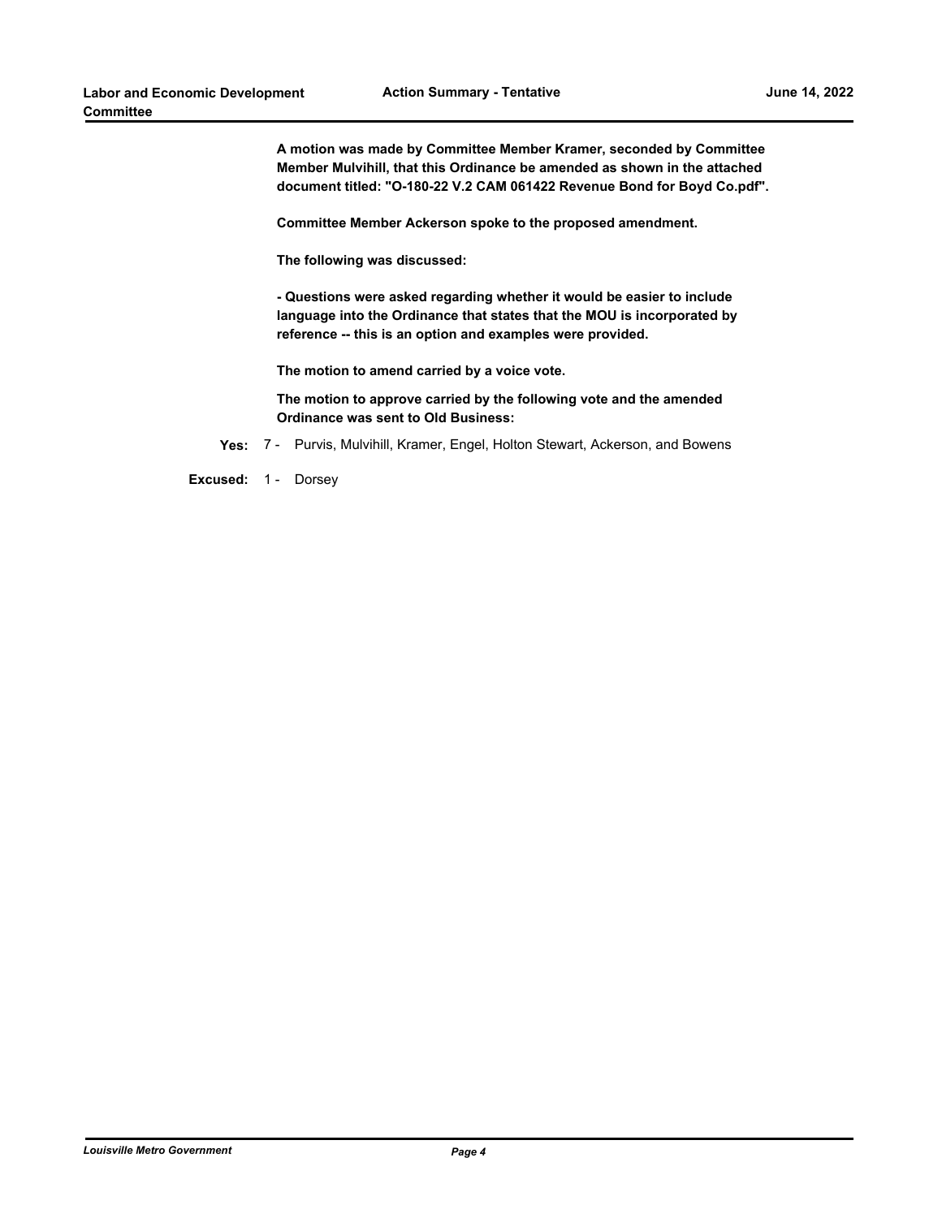**A motion was made by Committee Member Kramer, seconded by Committee Member Mulvihill, that this Ordinance be amended as shown in the attached document titled: "O-180-22 V.2 CAM 061422 Revenue Bond for Boyd Co.pdf".**

**Committee Member Ackerson spoke to the proposed amendment.**

**The following was discussed:**

**- Questions were asked regarding whether it would be easier to include language into the Ordinance that states that the MOU is incorporated by reference -- this is an option and examples were provided.**

**The motion to amend carried by a voice vote.**

**The motion to approve carried by the following vote and the amended Ordinance was sent to Old Business:**

**Yes:** 7 - Purvis, Mulvihill, Kramer, Engel, Holton Stewart, Ackerson, and Bowens

**Excused:** 1 - Dorsey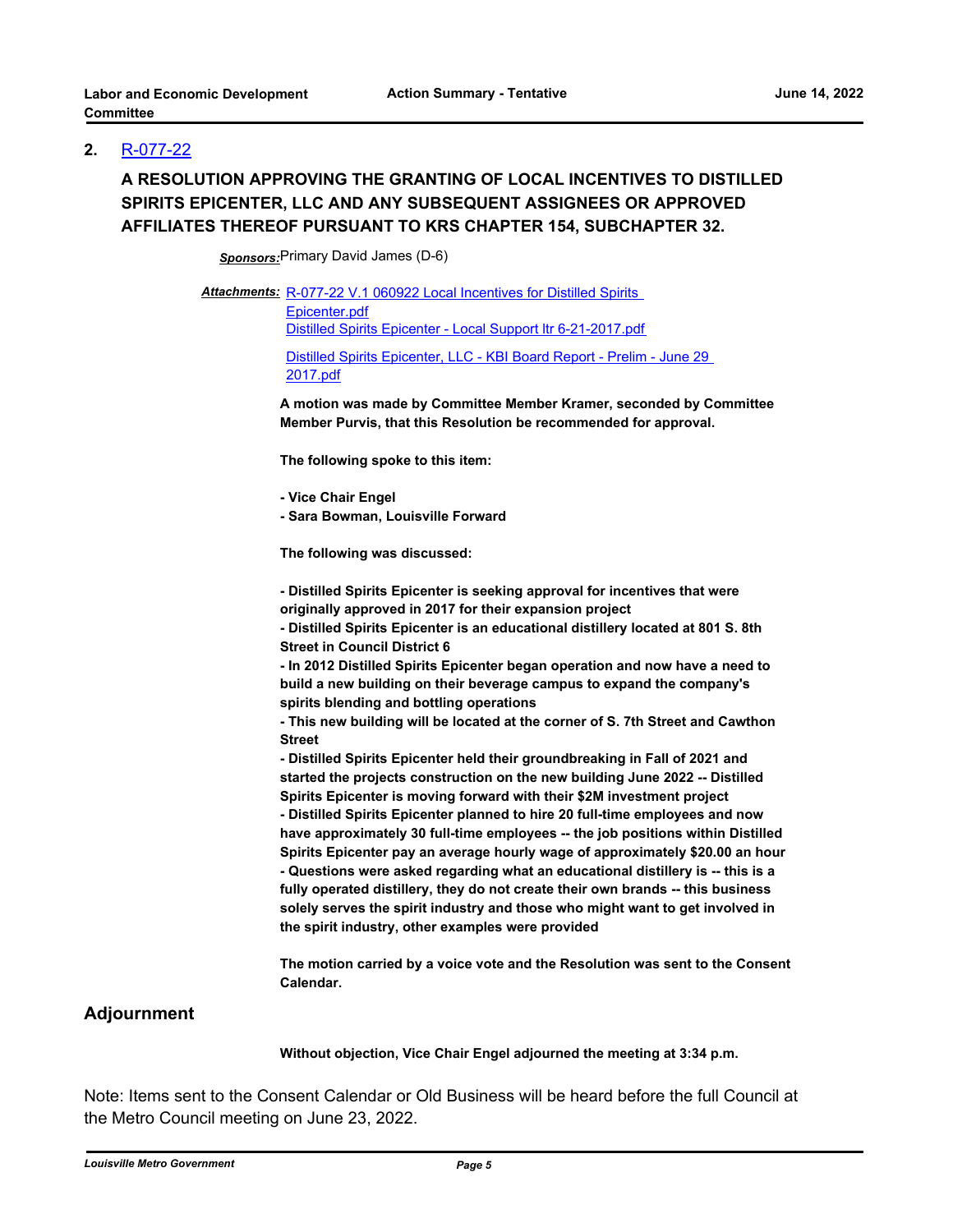## 2. R-077-22

**A RESOLUTION APPROVING THE GRANTING OF LOCAL INCENTIVES TO DISTILLED SPIRITS EPICENTER, LLC AND ANY SUBSEQUENT ASSIGNEES OR APPROVED AFFILIATES THEREOF PURSUANT TO KRS CHAPTER 154, SUBCHAPTER 32.**

***Sponsors:*** Primary David James (D-6)

***Attachments:*** R-077-22 V.1 060922 Local Incentives for Distilled Spirits Epicenter.pdf
Distilled Spirits Epicenter - Local Support ltr 6-21-2017.pdf
Distilled Spirits Epicenter, LLC - KBI Board Report - Prelim - June 29 2017.pdf

**A motion was made by Committee Member Kramer, seconded by Committee Member Purvis, that this Resolution be recommended for approval.**

**The following spoke to this item:**

**- Vice Chair Engel**
**- Sara Bowman, Louisville Forward**

**The following was discussed:**

**- Distilled Spirits Epicenter is seeking approval for incentives that were originally approved in 2017 for their expansion project**
**- Distilled Spirits Epicenter is an educational distillery located at 801 S. 8th Street in Council District 6**
**- In 2012 Distilled Spirits Epicenter began operation and now have a need to build a new building on their beverage campus to expand the company's spirits blending and bottling operations**
**- This new building will be located at the corner of S. 7th Street and Cawthon Street**
**- Distilled Spirits Epicenter held their groundbreaking in Fall of 2021 and started the projects construction on the new building June 2022 -- Distilled Spirits Epicenter is moving forward with their $2M investment project**
**- Distilled Spirits Epicenter planned to hire 20 full-time employees and now have approximately 30 full-time employees -- the job positions within Distilled Spirits Epicenter pay an average hourly wage of approximately $20.00 an hour**
**- Questions were asked regarding what an educational distillery is -- this is a fully operated distillery, they do not create their own brands -- this business solely serves the spirit industry and those who might want to get involved in the spirit industry, other examples were provided**

**The motion carried by a voice vote and the Resolution was sent to the Consent Calendar.**

## Adjournment

**Without objection, Vice Chair Engel adjourned the meeting at 3:34 p.m.**

Note: Items sent to the Consent Calendar or Old Business will be heard before the full Council at the Metro Council meeting on June 23, 2022.